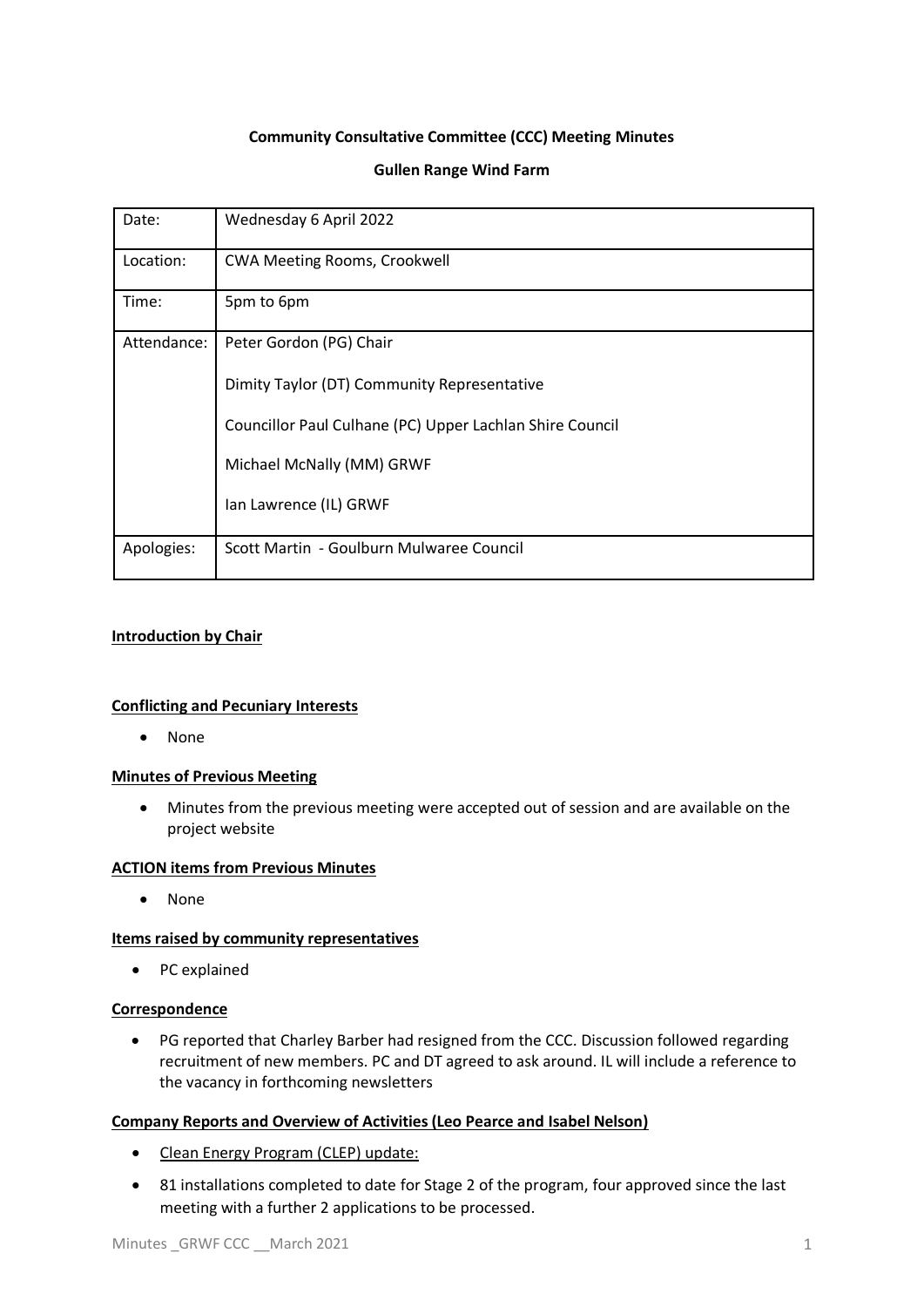**Community Consultative Committee (CCC) Meeting Minutes**

**Gullen Range Wind Farm**

| Date: | Wednesday 6 April 2022 |
|---|---|
| Location: | CWA Meeting Rooms, Crookwell |
| Time: | 5pm to 6pm |
| Attendance: | Peter Gordon (PG) Chair<br><br>Dimity Taylor (DT) Community Representative<br><br>Councillor Paul Culhane (PC) Upper Lachlan Shire Council<br><br>Michael McNally (MM) GRWF<br><br>Ian Lawrence (IL) GRWF |
| Apologies: | Scott Martin - Goulburn Mulwaree Council |

**Introduction by Chair**

**Conflicting and Pecuniary Interests**

- None

**Minutes of Previous Meeting**

- Minutes from the previous meeting were accepted out of session and are available on the project website

**ACTION items from Previous Minutes**

- None

**Items raised by community representatives**

- PC explained

**Correspondence**

- PG reported that Charley Barber had resigned from the CCC. Discussion followed regarding recruitment of new members. PC and DT agreed to ask around. IL will include a reference to the vacancy in forthcoming newsletters

**Company Reports and Overview of Activities (Leo Pearce and Isabel Nelson)**

- Clean Energy Program (CLEP) update:
- 81 installations completed to date for Stage 2 of the program, four approved since the last meeting with a further 2 applications to be processed.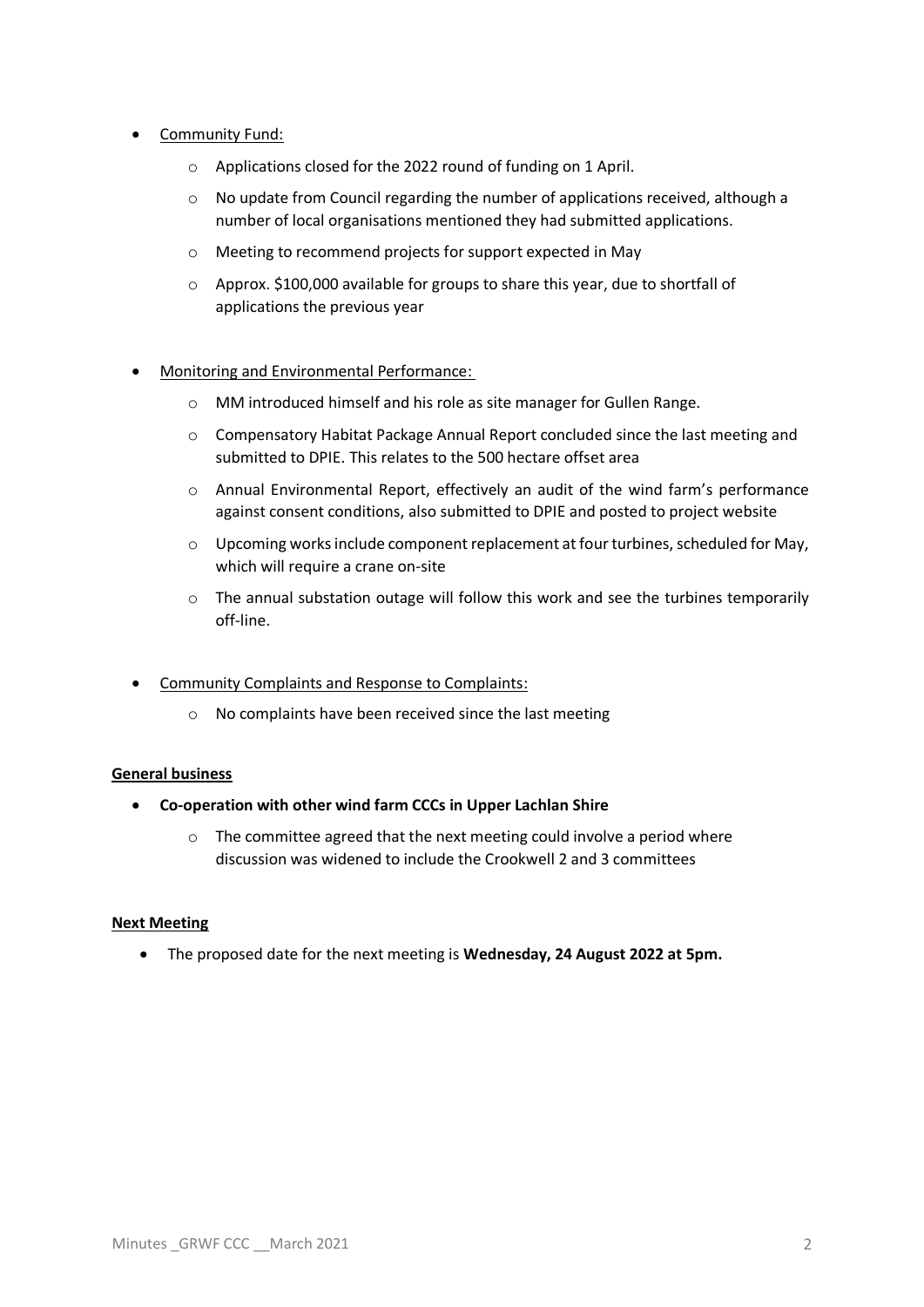- Community Fund:
  - Applications closed for the 2022 round of funding on 1 April.
  - No update from Council regarding the number of applications received, although a number of local organisations mentioned they had submitted applications.
  - Meeting to recommend projects for support expected in May
  - Approx. $100,000 available for groups to share this year, due to shortfall of applications the previous year

- Monitoring and Environmental Performance:
  - MM introduced himself and his role as site manager for Gullen Range.
  - Compensatory Habitat Package Annual Report concluded since the last meeting and submitted to DPIE. This relates to the 500 hectare offset area
  - Annual Environmental Report, effectively an audit of the wind farm's performance against consent conditions, also submitted to DPIE and posted to project website
  - Upcoming works include component replacement at four turbines, scheduled for May, which will require a crane on-site
  - The annual substation outage will follow this work and see the turbines temporarily off-line.

- Community Complaints and Response to Complaints:
  - No complaints have been received since the last meeting

**General business**

- **Co-operation with other wind farm CCCs in Upper Lachlan Shire**
  - The committee agreed that the next meeting could involve a period where discussion was widened to include the Crookwell 2 and 3 committees

**Next Meeting**

- The proposed date for the next meeting is **Wednesday, 24 August 2022 at 5pm.**